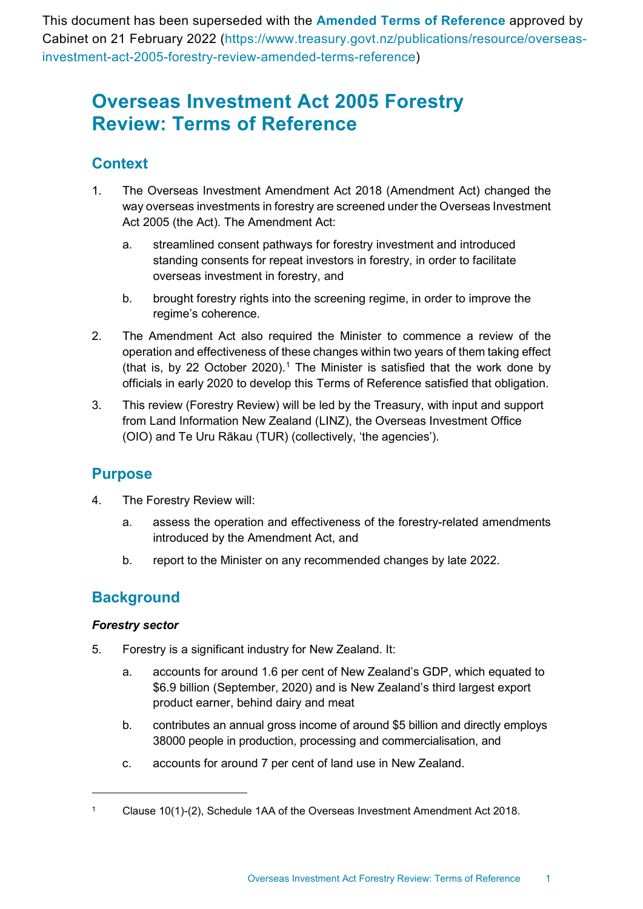This document has been superseded with the **Amended Terms of Reference** approved by Cabinet on 21 February 2022 (https://www.treasury.govt.nz/publications/resource/overseas-investment-act-2005-forestry-review-amended-terms-reference)

# Overseas Investment Act 2005 Forestry Review: Terms of Reference

## Context

1. The Overseas Investment Amendment Act 2018 (Amendment Act) changed the way overseas investments in forestry are screened under the Overseas Investment Act 2005 (the Act). The Amendment Act:

   a. streamlined consent pathways for forestry investment and introduced standing consents for repeat investors in forestry, in order to facilitate overseas investment in forestry, and

   b. brought forestry rights into the screening regime, in order to improve the regime's coherence.

2. The Amendment Act also required the Minister to commence a review of the operation and effectiveness of these changes within two years of them taking effect (that is, by 22 October 2020).[1] The Minister is satisfied that the work done by officials in early 2020 to develop this Terms of Reference satisfied that obligation.

3. This review (Forestry Review) will be led by the Treasury, with input and support from Land Information New Zealand (LINZ), the Overseas Investment Office (OIO) and Te Uru Rākau (TUR) (collectively, 'the agencies').

## Purpose

4. The Forestry Review will:

   a. assess the operation and effectiveness of the forestry-related amendments introduced by the Amendment Act, and

   b. report to the Minister on any recommended changes by late 2022.

## Background

### *Forestry sector*

5. Forestry is a significant industry for New Zealand. It:

   a. accounts for around 1.6 per cent of New Zealand's GDP, which equated to $6.9 billion (September, 2020) and is New Zealand's third largest export product earner, behind dairy and meat

   b. contributes an annual gross income of around $5 billion and directly employs 38000 people in production, processing and commercialisation, and

   c. accounts for around 7 per cent of land use in New Zealand.

---

[1] Clause 10(1)-(2), Schedule 1AA of the Overseas Investment Amendment Act 2018.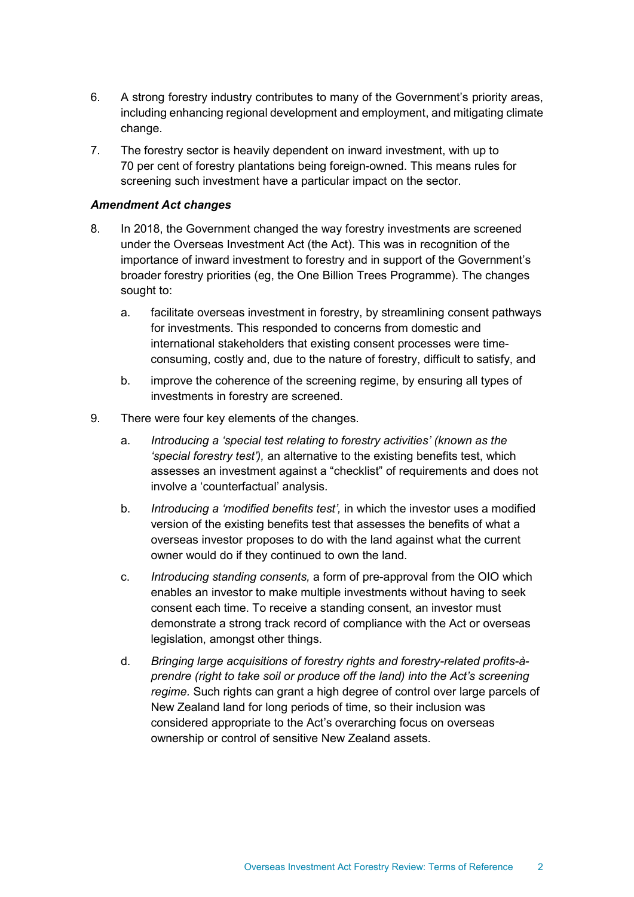6. A strong forestry industry contributes to many of the Government's priority areas, including enhancing regional development and employment, and mitigating climate change.

7. The forestry sector is heavily dependent on inward investment, with up to 70 per cent of forestry plantations being foreign-owned. This means rules for screening such investment have a particular impact on the sector.

***Amendment Act changes***

8. In 2018, the Government changed the way forestry investments are screened under the Overseas Investment Act (the Act). This was in recognition of the importance of inward investment to forestry and in support of the Government's broader forestry priorities (eg, the One Billion Trees Programme). The changes sought to:

   a. facilitate overseas investment in forestry, by streamlining consent pathways for investments. This responded to concerns from domestic and international stakeholders that existing consent processes were time-consuming, costly and, due to the nature of forestry, difficult to satisfy, and

   b. improve the coherence of the screening regime, by ensuring all types of investments in forestry are screened.

9. There were four key elements of the changes.

   a. *Introducing a 'special test relating to forestry activities' (known as the 'special forestry test'),* an alternative to the existing benefits test, which assesses an investment against a "checklist" of requirements and does not involve a 'counterfactual' analysis.

   b. *Introducing a 'modified benefits test',* in which the investor uses a modified version of the existing benefits test that assesses the benefits of what a overseas investor proposes to do with the land against what the current owner would do if they continued to own the land.

   c. *Introducing standing consents,* a form of pre-approval from the OIO which enables an investor to make multiple investments without having to seek consent each time. To receive a standing consent, an investor must demonstrate a strong track record of compliance with the Act or overseas legislation, amongst other things.

   d. *Bringing large acquisitions of forestry rights and forestry-related profits-à-prendre (right to take soil or produce off the land) into the Act's screening regime.* Such rights can grant a high degree of control over large parcels of New Zealand land for long periods of time, so their inclusion was considered appropriate to the Act's overarching focus on overseas ownership or control of sensitive New Zealand assets.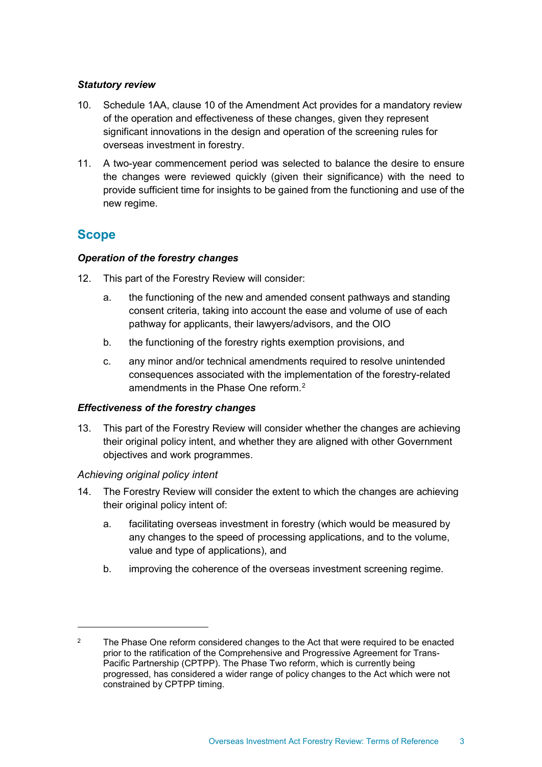***Statutory review***

10. Schedule 1AA, clause 10 of the Amendment Act provides for a mandatory review of the operation and effectiveness of these changes, given they represent significant innovations in the design and operation of the screening rules for overseas investment in forestry.

11. A two-year commencement period was selected to balance the desire to ensure the changes were reviewed quickly (given their significance) with the need to provide sufficient time for insights to be gained from the functioning and use of the new regime.

## Scope

***Operation of the forestry changes***

12. This part of the Forestry Review will consider:

    a. the functioning of the new and amended consent pathways and standing consent criteria, taking into account the ease and volume of use of each pathway for applicants, their lawyers/advisors, and the OIO

    b. the functioning of the forestry rights exemption provisions, and

    c. any minor and/or technical amendments required to resolve unintended consequences associated with the implementation of the forestry-related amendments in the Phase One reform.[2]

***Effectiveness of the forestry changes***

13. This part of the Forestry Review will consider whether the changes are achieving their original policy intent, and whether they are aligned with other Government objectives and work programmes.

*Achieving original policy intent*

14. The Forestry Review will consider the extent to which the changes are achieving their original policy intent of:

    a. facilitating overseas investment in forestry (which would be measured by any changes to the speed of processing applications, and to the volume, value and type of applications), and

    b. improving the coherence of the overseas investment screening regime.

---

[2] The Phase One reform considered changes to the Act that were required to be enacted prior to the ratification of the Comprehensive and Progressive Agreement for Trans-Pacific Partnership (CPTPP). The Phase Two reform, which is currently being progressed, has considered a wider range of policy changes to the Act which were not constrained by CPTPP timing.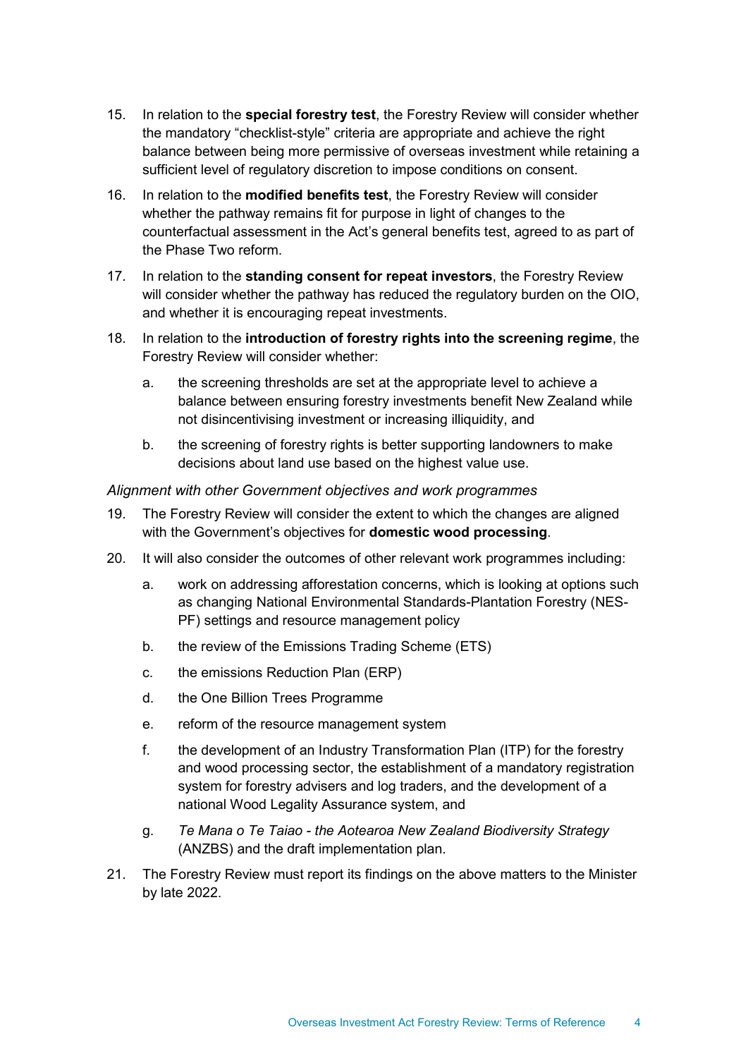15. In relation to the **special forestry test**, the Forestry Review will consider whether the mandatory "checklist-style" criteria are appropriate and achieve the right balance between being more permissive of overseas investment while retaining a sufficient level of regulatory discretion to impose conditions on consent.

16. In relation to the **modified benefits test**, the Forestry Review will consider whether the pathway remains fit for purpose in light of changes to the counterfactual assessment in the Act's general benefits test, agreed to as part of the Phase Two reform.

17. In relation to the **standing consent for repeat investors**, the Forestry Review will consider whether the pathway has reduced the regulatory burden on the OIO, and whether it is encouraging repeat investments.

18. In relation to the **introduction of forestry rights into the screening regime**, the Forestry Review will consider whether:

    a. the screening thresholds are set at the appropriate level to achieve a balance between ensuring forestry investments benefit New Zealand while not disincentivising investment or increasing illiquidity, and

    b. the screening of forestry rights is better supporting landowners to make decisions about land use based on the highest value use.

*Alignment with other Government objectives and work programmes*

19. The Forestry Review will consider the extent to which the changes are aligned with the Government's objectives for **domestic wood processing**.

20. It will also consider the outcomes of other relevant work programmes including:

    a. work on addressing afforestation concerns, which is looking at options such as changing National Environmental Standards-Plantation Forestry (NES-PF) settings and resource management policy

    b. the review of the Emissions Trading Scheme (ETS)

    c. the emissions Reduction Plan (ERP)

    d. the One Billion Trees Programme

    e. reform of the resource management system

    f. the development of an Industry Transformation Plan (ITP) for the forestry and wood processing sector, the establishment of a mandatory registration system for forestry advisers and log traders, and the development of a national Wood Legality Assurance system, and

    g. *Te Mana o Te Taiao - the Aotearoa New Zealand Biodiversity Strategy* (ANZBS) and the draft implementation plan.

21. The Forestry Review must report its findings on the above matters to the Minister by late 2022.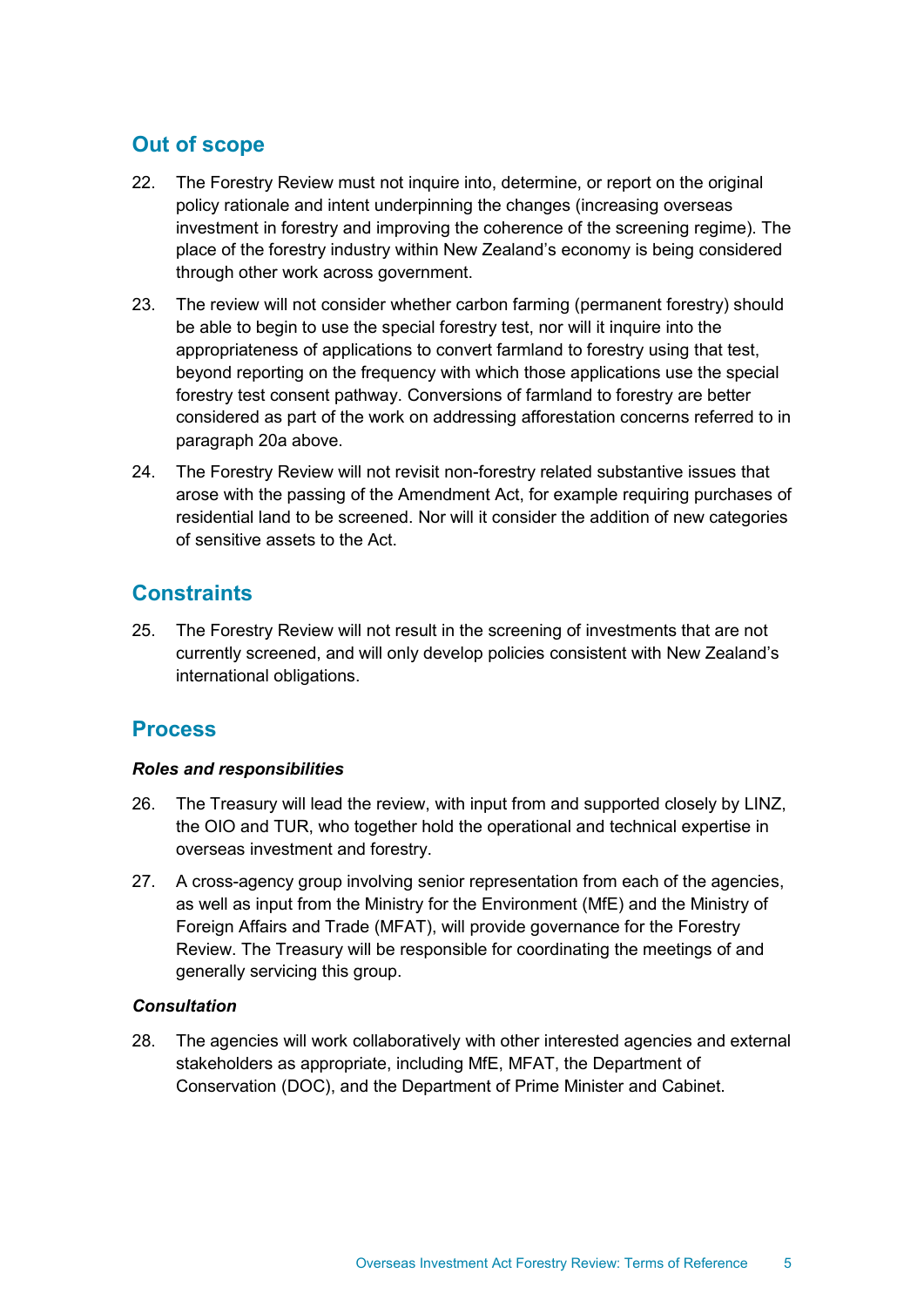## Out of scope

22. The Forestry Review must not inquire into, determine, or report on the original policy rationale and intent underpinning the changes (increasing overseas investment in forestry and improving the coherence of the screening regime). The place of the forestry industry within New Zealand's economy is being considered through other work across government.

23. The review will not consider whether carbon farming (permanent forestry) should be able to begin to use the special forestry test, nor will it inquire into the appropriateness of applications to convert farmland to forestry using that test, beyond reporting on the frequency with which those applications use the special forestry test consent pathway. Conversions of farmland to forestry are better considered as part of the work on addressing afforestation concerns referred to in paragraph 20a above.

24. The Forestry Review will not revisit non-forestry related substantive issues that arose with the passing of the Amendment Act, for example requiring purchases of residential land to be screened. Nor will it consider the addition of new categories of sensitive assets to the Act.

## Constraints

25. The Forestry Review will not result in the screening of investments that are not currently screened, and will only develop policies consistent with New Zealand's international obligations.

## Process

### *Roles and responsibilities*

26. The Treasury will lead the review, with input from and supported closely by LINZ, the OIO and TUR, who together hold the operational and technical expertise in overseas investment and forestry.

27. A cross-agency group involving senior representation from each of the agencies, as well as input from the Ministry for the Environment (MfE) and the Ministry of Foreign Affairs and Trade (MFAT), will provide governance for the Forestry Review. The Treasury will be responsible for coordinating the meetings of and generally servicing this group.

### *Consultation*

28. The agencies will work collaboratively with other interested agencies and external stakeholders as appropriate, including MfE, MFAT, the Department of Conservation (DOC), and the Department of Prime Minister and Cabinet.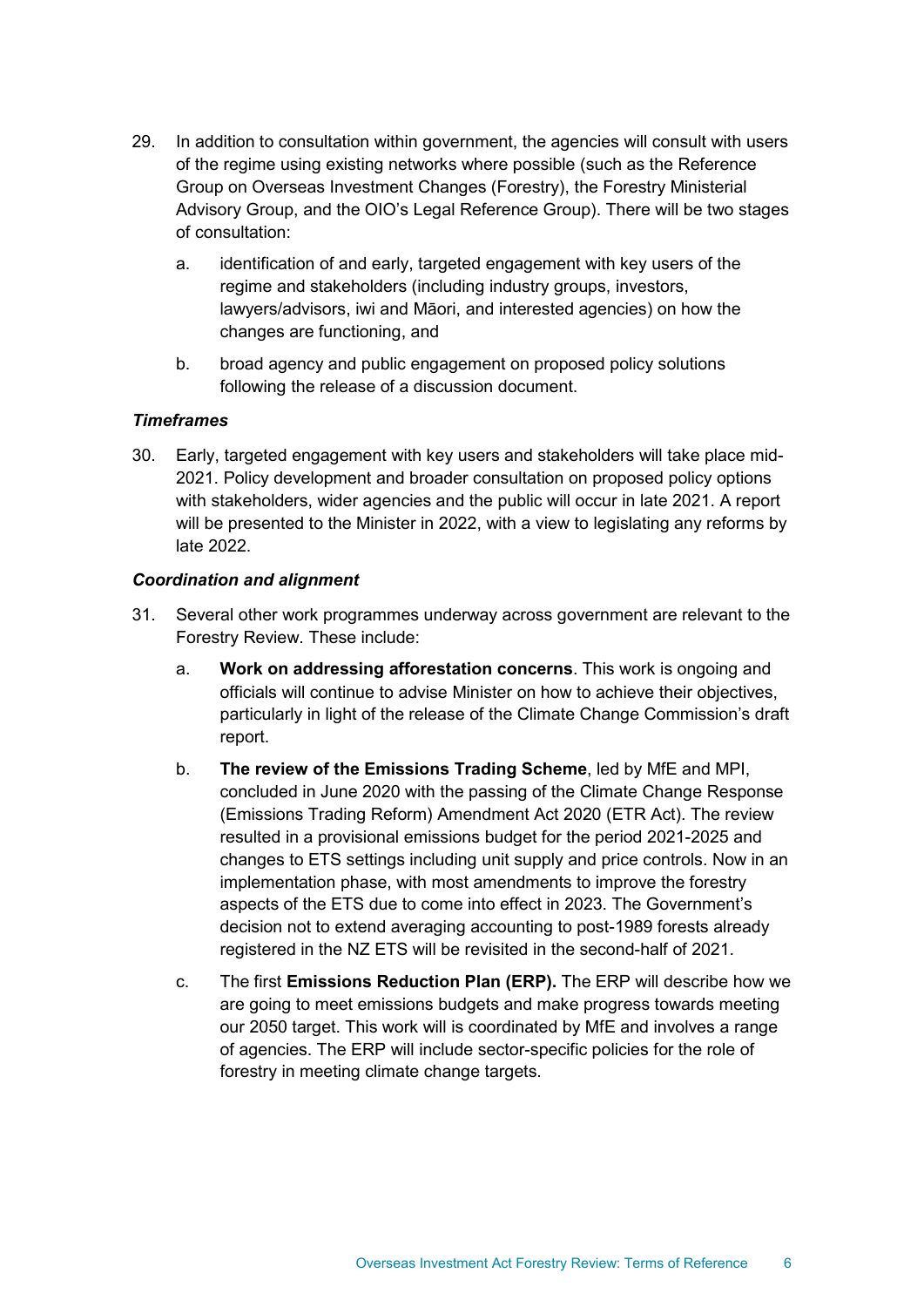29. In addition to consultation within government, the agencies will consult with users of the regime using existing networks where possible (such as the Reference Group on Overseas Investment Changes (Forestry), the Forestry Ministerial Advisory Group, and the OIO's Legal Reference Group). There will be two stages of consultation:

    a. identification of and early, targeted engagement with key users of the regime and stakeholders (including industry groups, investors, lawyers/advisors, iwi and Māori, and interested agencies) on how the changes are functioning, and

    b. broad agency and public engagement on proposed policy solutions following the release of a discussion document.

***Timeframes***

30. Early, targeted engagement with key users and stakeholders will take place mid-2021. Policy development and broader consultation on proposed policy options with stakeholders, wider agencies and the public will occur in late 2021. A report will be presented to the Minister in 2022, with a view to legislating any reforms by late 2022.

***Coordination and alignment***

31. Several other work programmes underway across government are relevant to the Forestry Review. These include:

    a. **Work on addressing afforestation concerns**. This work is ongoing and officials will continue to advise Minister on how to achieve their objectives, particularly in light of the release of the Climate Change Commission's draft report.

    b. **The review of the Emissions Trading Scheme**, led by MfE and MPI, concluded in June 2020 with the passing of the Climate Change Response (Emissions Trading Reform) Amendment Act 2020 (ETR Act). The review resulted in a provisional emissions budget for the period 2021-2025 and changes to ETS settings including unit supply and price controls. Now in an implementation phase, with most amendments to improve the forestry aspects of the ETS due to come into effect in 2023. The Government's decision not to extend averaging accounting to post-1989 forests already registered in the NZ ETS will be revisited in the second-half of 2021.

    c. The first **Emissions Reduction Plan (ERP).** The ERP will describe how we are going to meet emissions budgets and make progress towards meeting our 2050 target. This work will is coordinated by MfE and involves a range of agencies. The ERP will include sector-specific policies for the role of forestry in meeting climate change targets.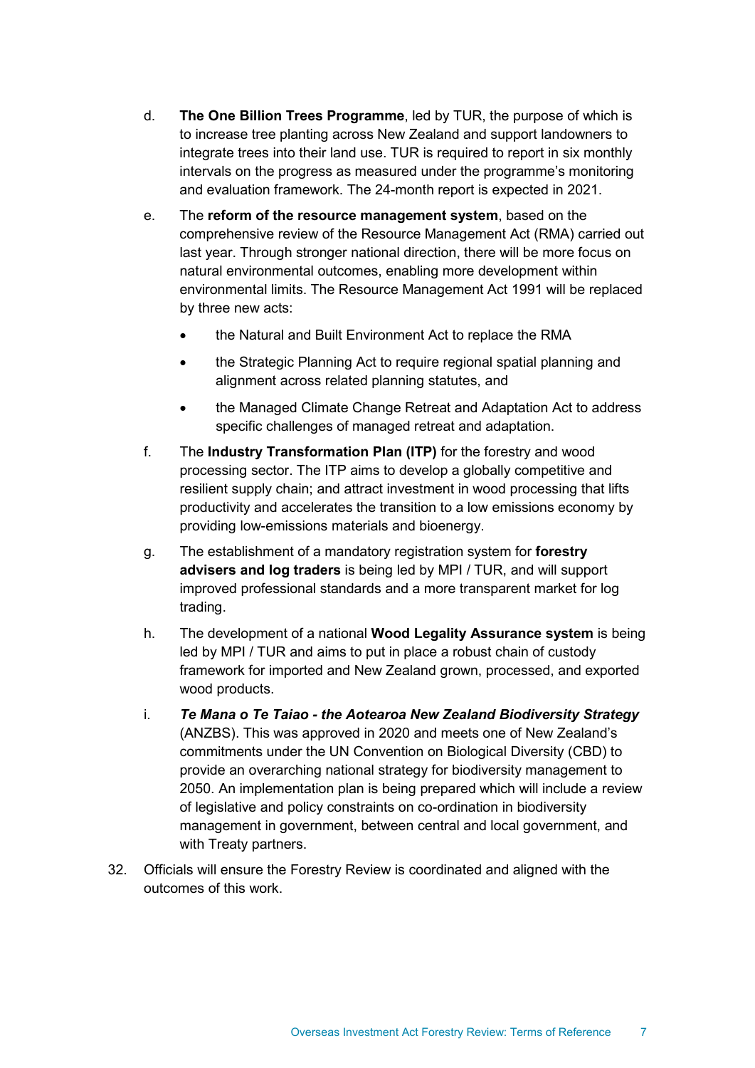d. **The One Billion Trees Programme**, led by TUR, the purpose of which is to increase tree planting across New Zealand and support landowners to integrate trees into their land use. TUR is required to report in six monthly intervals on the progress as measured under the programme's monitoring and evaluation framework. The 24-month report is expected in 2021.

e. The **reform of the resource management system**, based on the comprehensive review of the Resource Management Act (RMA) carried out last year. Through stronger national direction, there will be more focus on natural environmental outcomes, enabling more development within environmental limits. The Resource Management Act 1991 will be replaced by three new acts:

   - the Natural and Built Environment Act to replace the RMA
   - the Strategic Planning Act to require regional spatial planning and alignment across related planning statutes, and
   - the Managed Climate Change Retreat and Adaptation Act to address specific challenges of managed retreat and adaptation.

f. The **Industry Transformation Plan (ITP)** for the forestry and wood processing sector. The ITP aims to develop a globally competitive and resilient supply chain; and attract investment in wood processing that lifts productivity and accelerates the transition to a low emissions economy by providing low-emissions materials and bioenergy.

g. The establishment of a mandatory registration system for **forestry advisers and log traders** is being led by MPI / TUR, and will support improved professional standards and a more transparent market for log trading.

h. The development of a national **Wood Legality Assurance system** is being led by MPI / TUR and aims to put in place a robust chain of custody framework for imported and New Zealand grown, processed, and exported wood products.

i. ***Te Mana o Te Taiao - the Aotearoa New Zealand Biodiversity Strategy*** (ANZBS). This was approved in 2020 and meets one of New Zealand's commitments under the UN Convention on Biological Diversity (CBD) to provide an overarching national strategy for biodiversity management to 2050. An implementation plan is being prepared which will include a review of legislative and policy constraints on co-ordination in biodiversity management in government, between central and local government, and with Treaty partners.

32. Officials will ensure the Forestry Review is coordinated and aligned with the outcomes of this work.